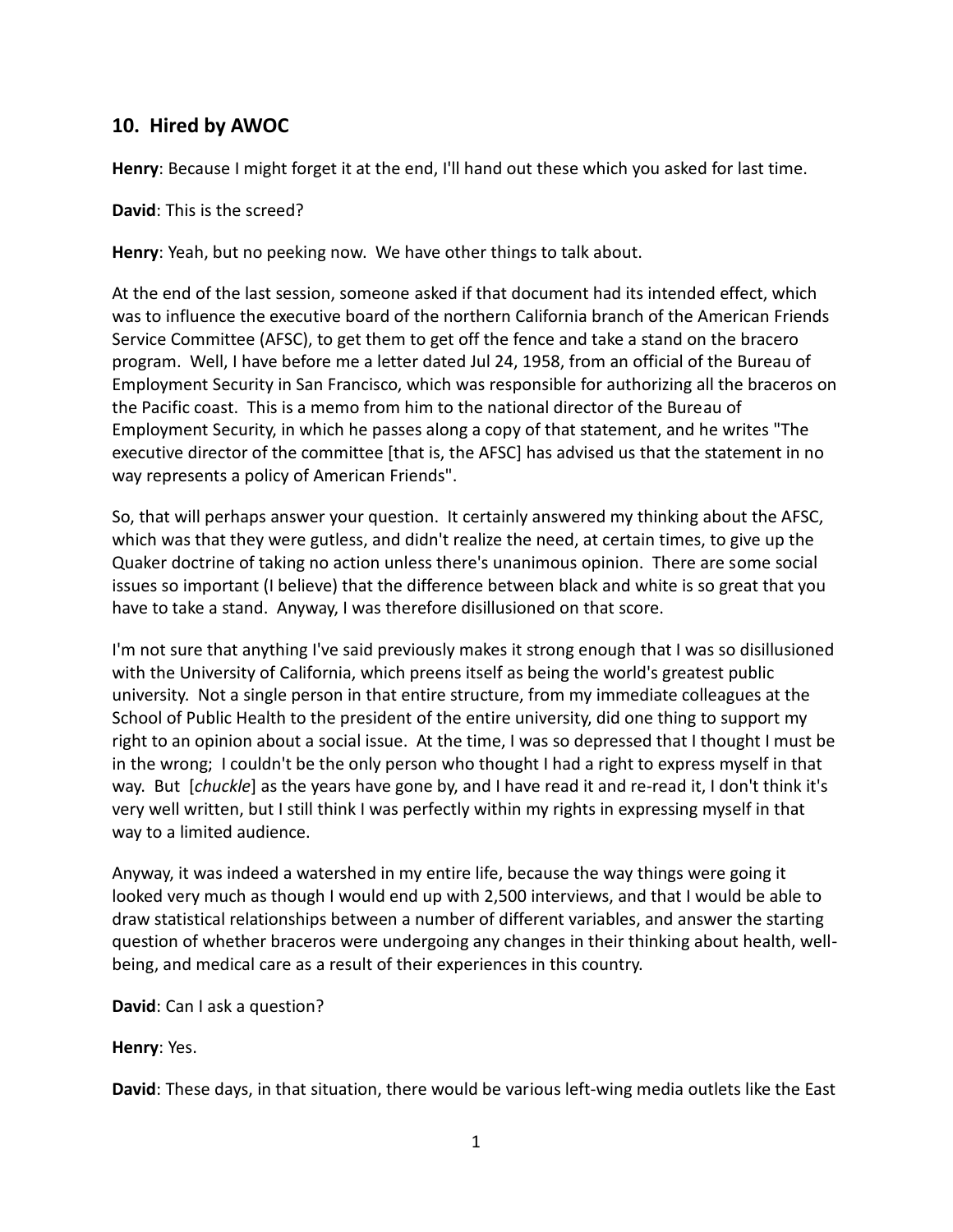## 10. Hired by AWOC

**Henry**: Because I might forget it at the end, I'll hand out these which you asked for last time.

**David**: This is the screed?

**Henry**: Yeah, but no peeking now. We have other things to talk about.

At the end of the last session, someone asked if that document had its intended effect, which was to influence the executive board of the northern California branch of the American Friends Service Committee (AFSC), to get them to get off the fence and take a stand on the bracero program. Well, I have before me a letter dated Jul 24, 1958, from an official of the Bureau of Employment Security in San Francisco, which was responsible for authorizing all the braceros on the Pacific coast. This is a memo from him to the national director of the Bureau of Employment Security, in which he passes along a copy of that statement, and he writes "The executive director of the committee [that is, the AFSC] has advised us that the statement in no way represents a policy of American Friends".

So, that will perhaps answer your question. It certainly answered my thinking about the AFSC, which was that they were gutless, and didn't realize the need, at certain times, to give up the Quaker doctrine of taking no action unless there's unanimous opinion. There are some social issues so important (I believe) that the difference between black and white is so great that you have to take a stand. Anyway, I was therefore disillusioned on that score.

I'm not sure that anything I've said previously makes it strong enough that I was so disillusioned with the University of California, which preens itself as being the world's greatest public university. Not a single person in that entire structure, from my immediate colleagues at the School of Public Health to the president of the entire university, did one thing to support my right to an opinion about a social issue. At the time, I was so depressed that I thought I must be in the wrong; I couldn't be the only person who thought I had a right to express myself in that way. But [*chuckle*] as the years have gone by, and I have read it and re-read it, I don't think it's very well written, but I still think I was perfectly within my rights in expressing myself in that way to a limited audience.

Anyway, it was indeed a watershed in my entire life, because the way things were going it looked very much as though I would end up with 2,500 interviews, and that I would be able to draw statistical relationships between a number of different variables, and answer the starting question of whether braceros were undergoing any changes in their thinking about health, well-being, and medical care as a result of their experiences in this country.

**David**: Can I ask a question?

**Henry**: Yes.

**David**: These days, in that situation, there would be various left-wing media outlets like the East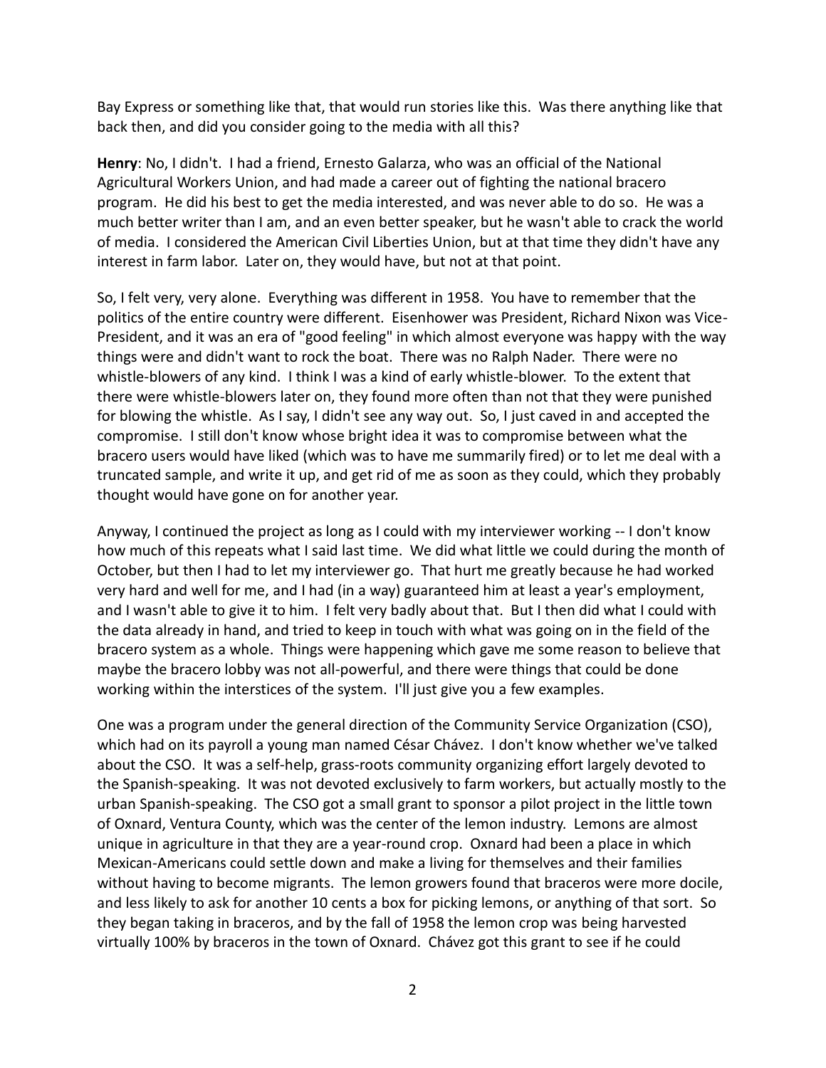Bay Express or something like that, that would run stories like this. Was there anything like that back then, and did you consider going to the media with all this?

**Henry**: No, I didn't. I had a friend, Ernesto Galarza, who was an official of the National Agricultural Workers Union, and had made a career out of fighting the national bracero program. He did his best to get the media interested, and was never able to do so. He was a much better writer than I am, and an even better speaker, but he wasn't able to crack the world of media. I considered the American Civil Liberties Union, but at that time they didn't have any interest in farm labor. Later on, they would have, but not at that point.

So, I felt very, very alone. Everything was different in 1958. You have to remember that the politics of the entire country were different. Eisenhower was President, Richard Nixon was Vice-President, and it was an era of "good feeling" in which almost everyone was happy with the way things were and didn't want to rock the boat. There was no Ralph Nader. There were no whistle-blowers of any kind. I think I was a kind of early whistle-blower. To the extent that there were whistle-blowers later on, they found more often than not that they were punished for blowing the whistle. As I say, I didn't see any way out. So, I just caved in and accepted the compromise. I still don't know whose bright idea it was to compromise between what the bracero users would have liked (which was to have me summarily fired) or to let me deal with a truncated sample, and write it up, and get rid of me as soon as they could, which they probably thought would have gone on for another year.

Anyway, I continued the project as long as I could with my interviewer working -- I don't know how much of this repeats what I said last time. We did what little we could during the month of October, but then I had to let my interviewer go. That hurt me greatly because he had worked very hard and well for me, and I had (in a way) guaranteed him at least a year's employment, and I wasn't able to give it to him. I felt very badly about that. But I then did what I could with the data already in hand, and tried to keep in touch with what was going on in the field of the bracero system as a whole. Things were happening which gave me some reason to believe that maybe the bracero lobby was not all-powerful, and there were things that could be done working within the interstices of the system. I'll just give you a few examples.

One was a program under the general direction of the Community Service Organization (CSO), which had on its payroll a young man named César Chávez. I don't know whether we've talked about the CSO. It was a self-help, grass-roots community organizing effort largely devoted to the Spanish-speaking. It was not devoted exclusively to farm workers, but actually mostly to the urban Spanish-speaking. The CSO got a small grant to sponsor a pilot project in the little town of Oxnard, Ventura County, which was the center of the lemon industry. Lemons are almost unique in agriculture in that they are a year-round crop. Oxnard had been a place in which Mexican-Americans could settle down and make a living for themselves and their families without having to become migrants. The lemon growers found that braceros were more docile, and less likely to ask for another 10 cents a box for picking lemons, or anything of that sort. So they began taking in braceros, and by the fall of 1958 the lemon crop was being harvested virtually 100% by braceros in the town of Oxnard. Chávez got this grant to see if he could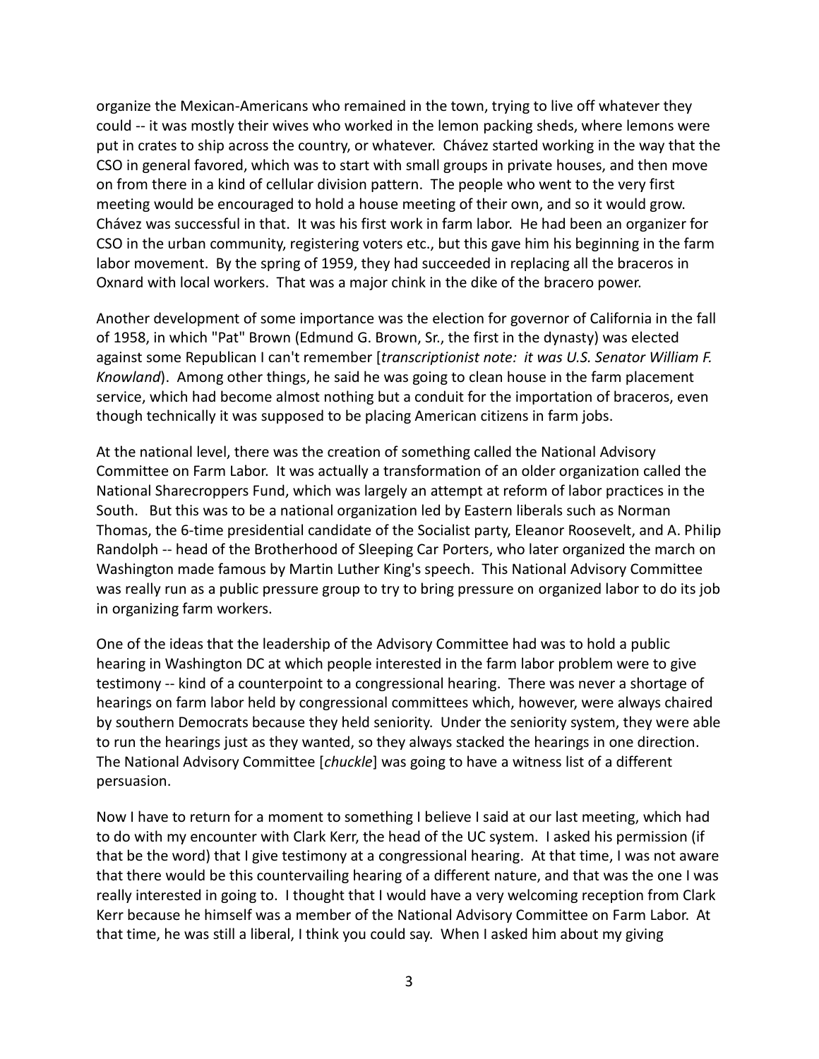organize the Mexican-Americans who remained in the town, trying to live off whatever they could -- it was mostly their wives who worked in the lemon packing sheds, where lemons were put in crates to ship across the country, or whatever. Chávez started working in the way that the CSO in general favored, which was to start with small groups in private houses, and then move on from there in a kind of cellular division pattern. The people who went to the very first meeting would be encouraged to hold a house meeting of their own, and so it would grow. Chávez was successful in that. It was his first work in farm labor. He had been an organizer for CSO in the urban community, registering voters etc., but this gave him his beginning in the farm labor movement. By the spring of 1959, they had succeeded in replacing all the braceros in Oxnard with local workers. That was a major chink in the dike of the bracero power.

Another development of some importance was the election for governor of California in the fall of 1958, in which "Pat" Brown (Edmund G. Brown, Sr., the first in the dynasty) was elected against some Republican I can't remember [*transcriptionist note: it was U.S. Senator William F. Knowland*). Among other things, he said he was going to clean house in the farm placement service, which had become almost nothing but a conduit for the importation of braceros, even though technically it was supposed to be placing American citizens in farm jobs.

At the national level, there was the creation of something called the National Advisory Committee on Farm Labor. It was actually a transformation of an older organization called the National Sharecroppers Fund, which was largely an attempt at reform of labor practices in the South. But this was to be a national organization led by Eastern liberals such as Norman Thomas, the 6-time presidential candidate of the Socialist party, Eleanor Roosevelt, and A. Philip Randolph -- head of the Brotherhood of Sleeping Car Porters, who later organized the march on Washington made famous by Martin Luther King's speech. This National Advisory Committee was really run as a public pressure group to try to bring pressure on organized labor to do its job in organizing farm workers.

One of the ideas that the leadership of the Advisory Committee had was to hold a public hearing in Washington DC at which people interested in the farm labor problem were to give testimony -- kind of a counterpoint to a congressional hearing. There was never a shortage of hearings on farm labor held by congressional committees which, however, were always chaired by southern Democrats because they held seniority. Under the seniority system, they were able to run the hearings just as they wanted, so they always stacked the hearings in one direction. The National Advisory Committee [*chuckle*] was going to have a witness list of a different persuasion.

Now I have to return for a moment to something I believe I said at our last meeting, which had to do with my encounter with Clark Kerr, the head of the UC system. I asked his permission (if that be the word) that I give testimony at a congressional hearing. At that time, I was not aware that there would be this countervailing hearing of a different nature, and that was the one I was really interested in going to. I thought that I would have a very welcoming reception from Clark Kerr because he himself was a member of the National Advisory Committee on Farm Labor. At that time, he was still a liberal, I think you could say. When I asked him about my giving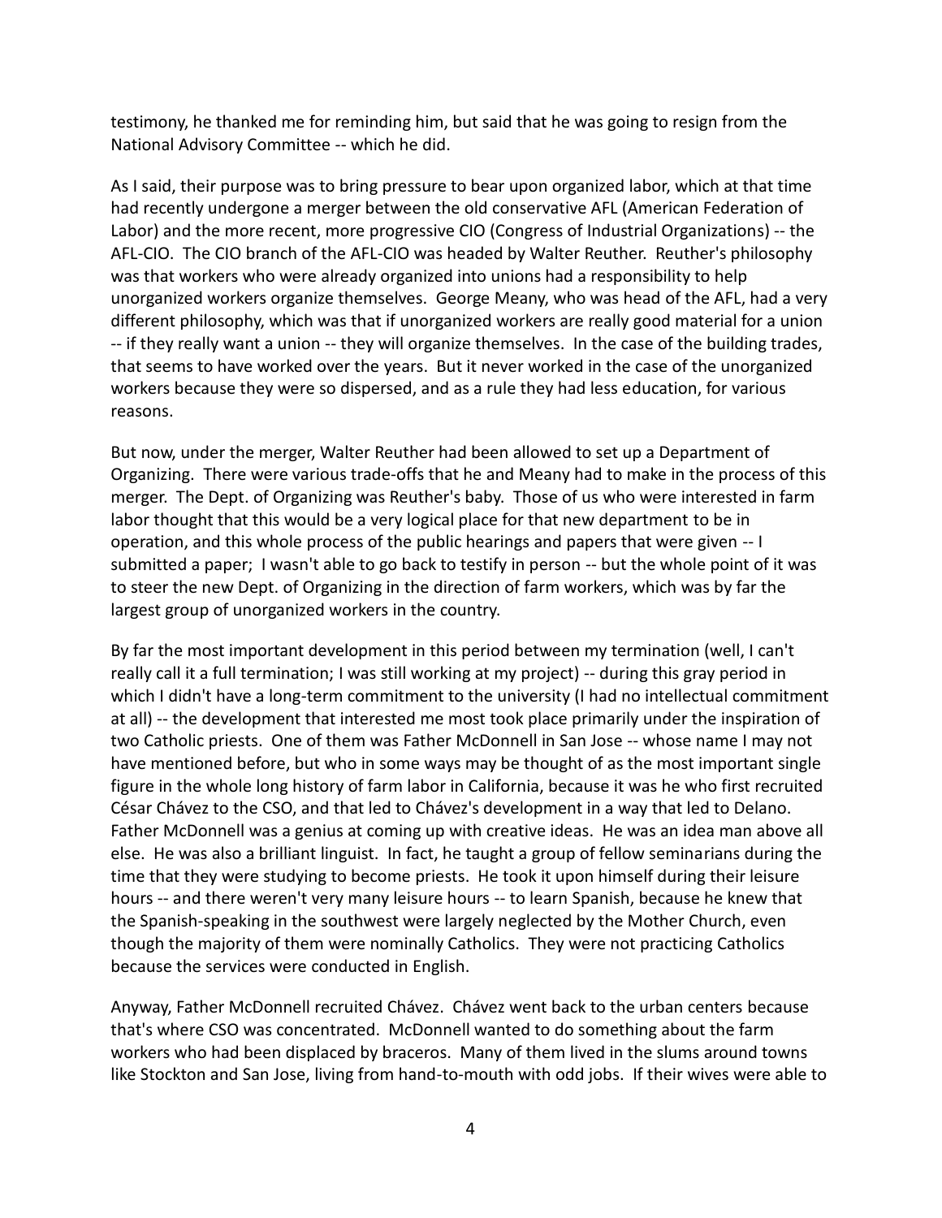testimony, he thanked me for reminding him, but said that he was going to resign from the National Advisory Committee -- which he did.

As I said, their purpose was to bring pressure to bear upon organized labor, which at that time had recently undergone a merger between the old conservative AFL (American Federation of Labor) and the more recent, more progressive CIO (Congress of Industrial Organizations) -- the AFL-CIO. The CIO branch of the AFL-CIO was headed by Walter Reuther. Reuther's philosophy was that workers who were already organized into unions had a responsibility to help unorganized workers organize themselves. George Meany, who was head of the AFL, had a very different philosophy, which was that if unorganized workers are really good material for a union -- if they really want a union -- they will organize themselves. In the case of the building trades, that seems to have worked over the years. But it never worked in the case of the unorganized workers because they were so dispersed, and as a rule they had less education, for various reasons.

But now, under the merger, Walter Reuther had been allowed to set up a Department of Organizing. There were various trade-offs that he and Meany had to make in the process of this merger. The Dept. of Organizing was Reuther's baby. Those of us who were interested in farm labor thought that this would be a very logical place for that new department to be in operation, and this whole process of the public hearings and papers that were given -- I submitted a paper; I wasn't able to go back to testify in person -- but the whole point of it was to steer the new Dept. of Organizing in the direction of farm workers, which was by far the largest group of unorganized workers in the country.

By far the most important development in this period between my termination (well, I can't really call it a full termination; I was still working at my project) -- during this gray period in which I didn't have a long-term commitment to the university (I had no intellectual commitment at all) -- the development that interested me most took place primarily under the inspiration of two Catholic priests. One of them was Father McDonnell in San Jose -- whose name I may not have mentioned before, but who in some ways may be thought of as the most important single figure in the whole long history of farm labor in California, because it was he who first recruited César Chávez to the CSO, and that led to Chávez's development in a way that led to Delano. Father McDonnell was a genius at coming up with creative ideas. He was an idea man above all else. He was also a brilliant linguist. In fact, he taught a group of fellow seminarians during the time that they were studying to become priests. He took it upon himself during their leisure hours -- and there weren't very many leisure hours -- to learn Spanish, because he knew that the Spanish-speaking in the southwest were largely neglected by the Mother Church, even though the majority of them were nominally Catholics. They were not practicing Catholics because the services were conducted in English.

Anyway, Father McDonnell recruited Chávez. Chávez went back to the urban centers because that's where CSO was concentrated. McDonnell wanted to do something about the farm workers who had been displaced by braceros. Many of them lived in the slums around towns like Stockton and San Jose, living from hand-to-mouth with odd jobs. If their wives were able to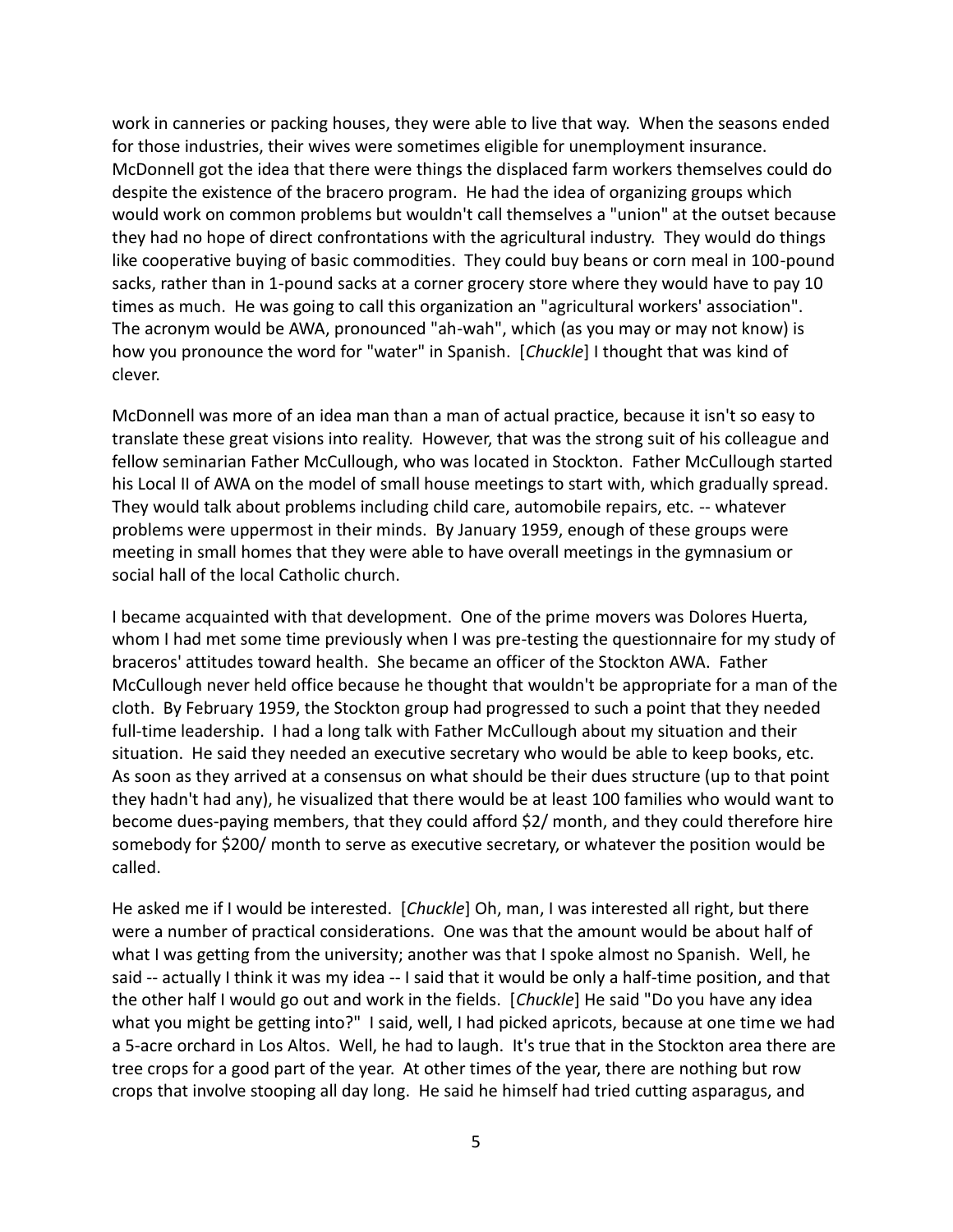work in canneries or packing houses, they were able to live that way. When the seasons ended for those industries, their wives were sometimes eligible for unemployment insurance. McDonnell got the idea that there were things the displaced farm workers themselves could do despite the existence of the bracero program. He had the idea of organizing groups which would work on common problems but wouldn't call themselves a "union" at the outset because they had no hope of direct confrontations with the agricultural industry. They would do things like cooperative buying of basic commodities. They could buy beans or corn meal in 100-pound sacks, rather than in 1-pound sacks at a corner grocery store where they would have to pay 10 times as much. He was going to call this organization an "agricultural workers' association". The acronym would be AWA, pronounced "ah-wah", which (as you may or may not know) is how you pronounce the word for "water" in Spanish. [*Chuckle*] I thought that was kind of clever.

McDonnell was more of an idea man than a man of actual practice, because it isn't so easy to translate these great visions into reality. However, that was the strong suit of his colleague and fellow seminarian Father McCullough, who was located in Stockton. Father McCullough started his Local II of AWA on the model of small house meetings to start with, which gradually spread. They would talk about problems including child care, automobile repairs, etc. -- whatever problems were uppermost in their minds. By January 1959, enough of these groups were meeting in small homes that they were able to have overall meetings in the gymnasium or social hall of the local Catholic church.

I became acquainted with that development. One of the prime movers was Dolores Huerta, whom I had met some time previously when I was pre-testing the questionnaire for my study of braceros' attitudes toward health. She became an officer of the Stockton AWA. Father McCullough never held office because he thought that wouldn't be appropriate for a man of the cloth. By February 1959, the Stockton group had progressed to such a point that they needed full-time leadership. I had a long talk with Father McCullough about my situation and their situation. He said they needed an executive secretary who would be able to keep books, etc. As soon as they arrived at a consensus on what should be their dues structure (up to that point they hadn't had any), he visualized that there would be at least 100 families who would want to become dues-paying members, that they could afford $2/ month, and they could therefore hire somebody for $200/ month to serve as executive secretary, or whatever the position would be called.

He asked me if I would be interested. [*Chuckle*] Oh, man, I was interested all right, but there were a number of practical considerations. One was that the amount would be about half of what I was getting from the university; another was that I spoke almost no Spanish. Well, he said -- actually I think it was my idea -- I said that it would be only a half-time position, and that the other half I would go out and work in the fields. [*Chuckle*] He said "Do you have any idea what you might be getting into?" I said, well, I had picked apricots, because at one time we had a 5-acre orchard in Los Altos. Well, he had to laugh. It's true that in the Stockton area there are tree crops for a good part of the year. At other times of the year, there are nothing but row crops that involve stooping all day long. He said he himself had tried cutting asparagus, and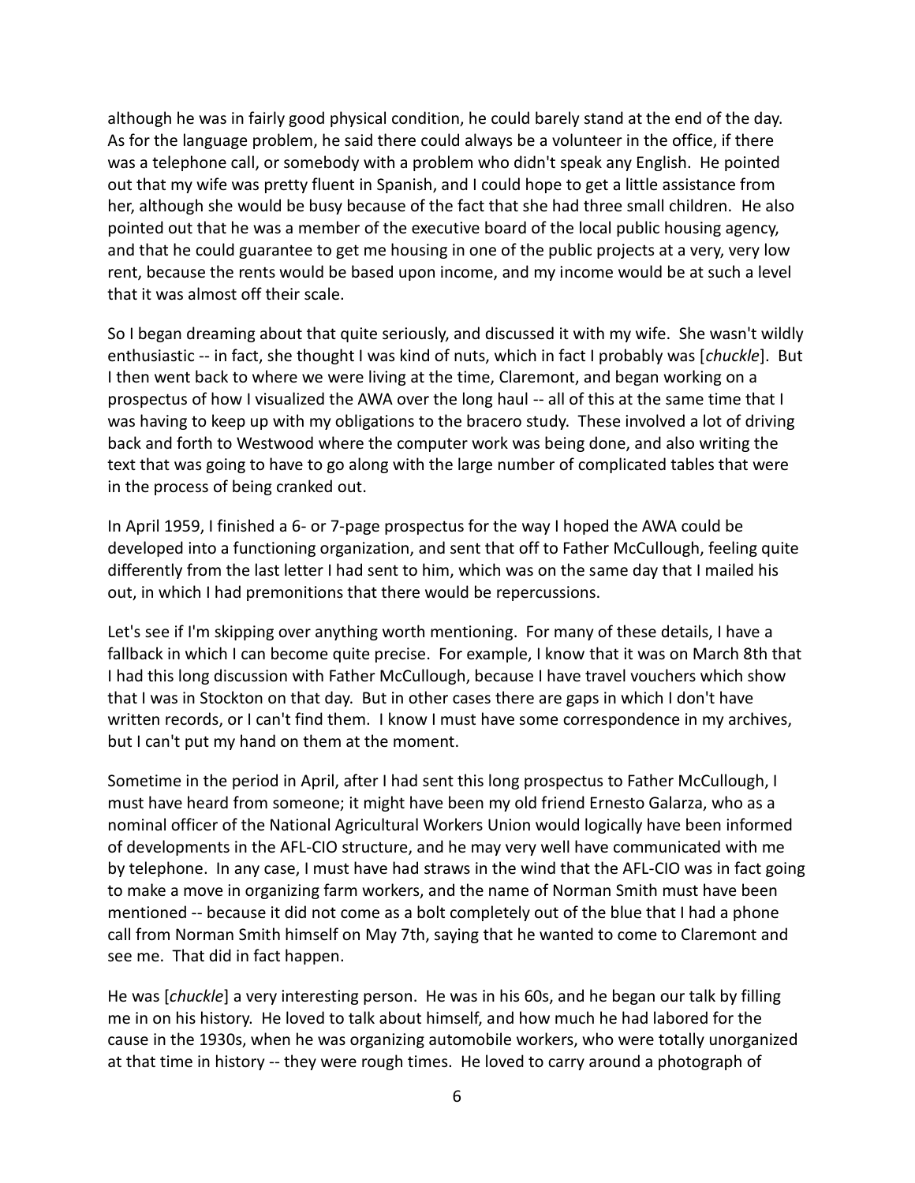although he was in fairly good physical condition, he could barely stand at the end of the day. As for the language problem, he said there could always be a volunteer in the office, if there was a telephone call, or somebody with a problem who didn't speak any English. He pointed out that my wife was pretty fluent in Spanish, and I could hope to get a little assistance from her, although she would be busy because of the fact that she had three small children. He also pointed out that he was a member of the executive board of the local public housing agency, and that he could guarantee to get me housing in one of the public projects at a very, very low rent, because the rents would be based upon income, and my income would be at such a level that it was almost off their scale.

So I began dreaming about that quite seriously, and discussed it with my wife. She wasn't wildly enthusiastic -- in fact, she thought I was kind of nuts, which in fact I probably was [*chuckle*]. But I then went back to where we were living at the time, Claremont, and began working on a prospectus of how I visualized the AWA over the long haul -- all of this at the same time that I was having to keep up with my obligations to the bracero study. These involved a lot of driving back and forth to Westwood where the computer work was being done, and also writing the text that was going to have to go along with the large number of complicated tables that were in the process of being cranked out.

In April 1959, I finished a 6- or 7-page prospectus for the way I hoped the AWA could be developed into a functioning organization, and sent that off to Father McCullough, feeling quite differently from the last letter I had sent to him, which was on the same day that I mailed his out, in which I had premonitions that there would be repercussions.

Let's see if I'm skipping over anything worth mentioning. For many of these details, I have a fallback in which I can become quite precise. For example, I know that it was on March 8th that I had this long discussion with Father McCullough, because I have travel vouchers which show that I was in Stockton on that day. But in other cases there are gaps in which I don't have written records, or I can't find them. I know I must have some correspondence in my archives, but I can't put my hand on them at the moment.

Sometime in the period in April, after I had sent this long prospectus to Father McCullough, I must have heard from someone; it might have been my old friend Ernesto Galarza, who as a nominal officer of the National Agricultural Workers Union would logically have been informed of developments in the AFL-CIO structure, and he may very well have communicated with me by telephone. In any case, I must have had straws in the wind that the AFL-CIO was in fact going to make a move in organizing farm workers, and the name of Norman Smith must have been mentioned -- because it did not come as a bolt completely out of the blue that I had a phone call from Norman Smith himself on May 7th, saying that he wanted to come to Claremont and see me. That did in fact happen.

He was [*chuckle*] a very interesting person. He was in his 60s, and he began our talk by filling me in on his history. He loved to talk about himself, and how much he had labored for the cause in the 1930s, when he was organizing automobile workers, who were totally unorganized at that time in history -- they were rough times. He loved to carry around a photograph of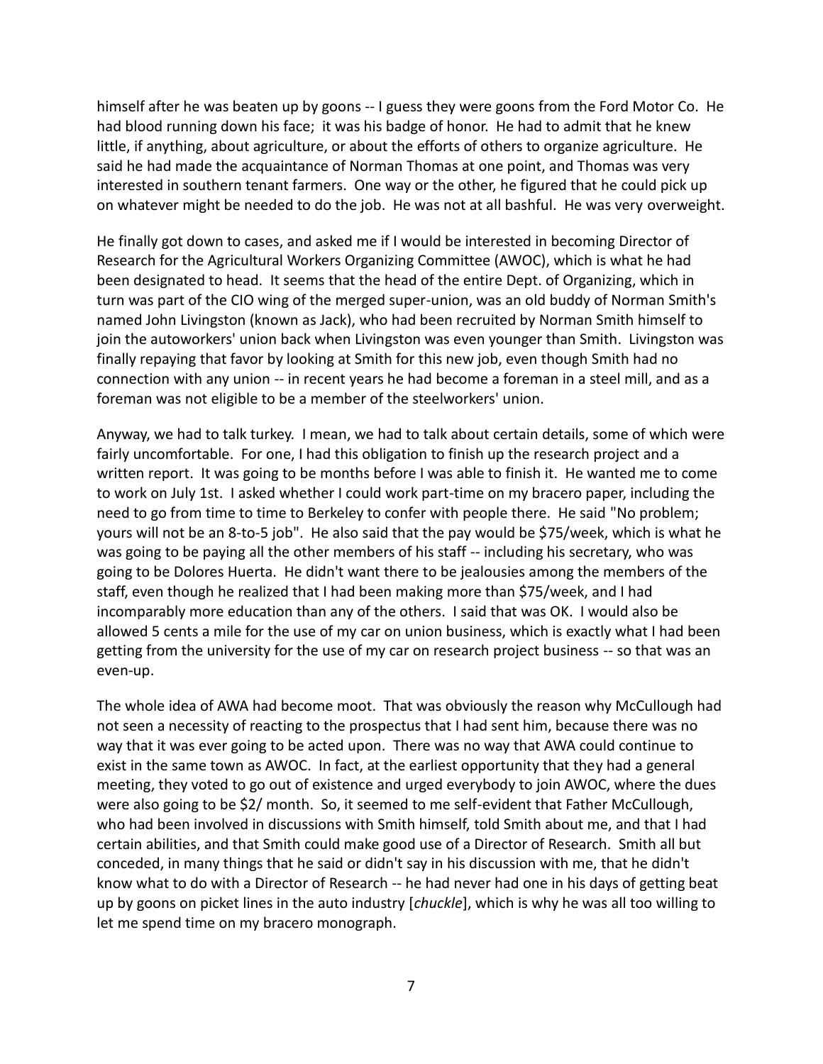himself after he was beaten up by goons -- I guess they were goons from the Ford Motor Co. He had blood running down his face; it was his badge of honor. He had to admit that he knew little, if anything, about agriculture, or about the efforts of others to organize agriculture. He said he had made the acquaintance of Norman Thomas at one point, and Thomas was very interested in southern tenant farmers. One way or the other, he figured that he could pick up on whatever might be needed to do the job. He was not at all bashful. He was very overweight.

He finally got down to cases, and asked me if I would be interested in becoming Director of Research for the Agricultural Workers Organizing Committee (AWOC), which is what he had been designated to head. It seems that the head of the entire Dept. of Organizing, which in turn was part of the CIO wing of the merged super-union, was an old buddy of Norman Smith's named John Livingston (known as Jack), who had been recruited by Norman Smith himself to join the autoworkers' union back when Livingston was even younger than Smith. Livingston was finally repaying that favor by looking at Smith for this new job, even though Smith had no connection with any union -- in recent years he had become a foreman in a steel mill, and as a foreman was not eligible to be a member of the steelworkers' union.

Anyway, we had to talk turkey. I mean, we had to talk about certain details, some of which were fairly uncomfortable. For one, I had this obligation to finish up the research project and a written report. It was going to be months before I was able to finish it. He wanted me to come to work on July 1st. I asked whether I could work part-time on my bracero paper, including the need to go from time to time to Berkeley to confer with people there. He said "No problem; yours will not be an 8-to-5 job". He also said that the pay would be $75/week, which is what he was going to be paying all the other members of his staff -- including his secretary, who was going to be Dolores Huerta. He didn't want there to be jealousies among the members of the staff, even though he realized that I had been making more than $75/week, and I had incomparably more education than any of the others. I said that was OK. I would also be allowed 5 cents a mile for the use of my car on union business, which is exactly what I had been getting from the university for the use of my car on research project business -- so that was an even-up.

The whole idea of AWA had become moot. That was obviously the reason why McCullough had not seen a necessity of reacting to the prospectus that I had sent him, because there was no way that it was ever going to be acted upon. There was no way that AWA could continue to exist in the same town as AWOC. In fact, at the earliest opportunity that they had a general meeting, they voted to go out of existence and urged everybody to join AWOC, where the dues were also going to be $2/ month. So, it seemed to me self-evident that Father McCullough, who had been involved in discussions with Smith himself, told Smith about me, and that I had certain abilities, and that Smith could make good use of a Director of Research. Smith all but conceded, in many things that he said or didn't say in his discussion with me, that he didn't know what to do with a Director of Research -- he had never had one in his days of getting beat up by goons on picket lines in the auto industry [*chuckle*], which is why he was all too willing to let me spend time on my bracero monograph.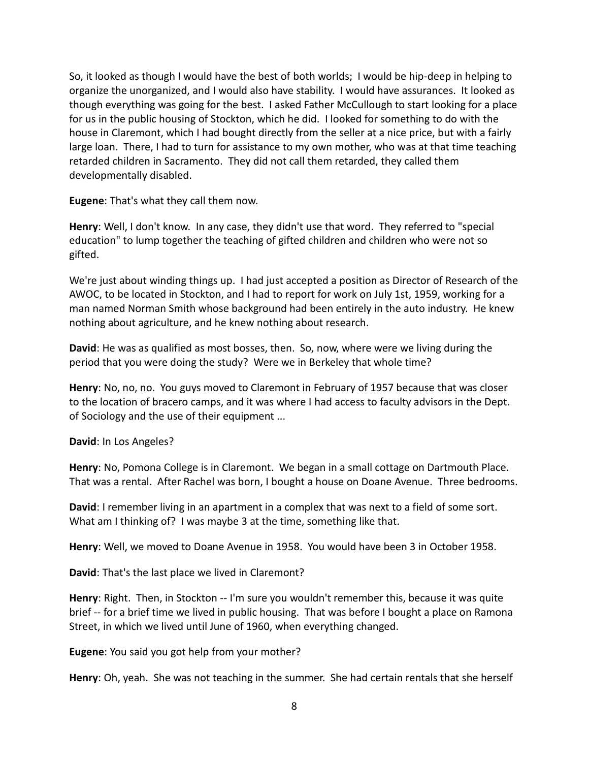So, it looked as though I would have the best of both worlds;  I would be hip-deep in helping to organize the unorganized, and I would also have stability.  I would have assurances.  It looked as though everything was going for the best.  I asked Father McCullough to start looking for a place for us in the public housing of Stockton, which he did.  I looked for something to do with the house in Claremont, which I had bought directly from the seller at a nice price, but with a fairly large loan.  There, I had to turn for assistance to my own mother, who was at that time teaching retarded children in Sacramento.  They did not call them retarded, they called them developmentally disabled.

**Eugene**: That's what they call them now.

**Henry**: Well, I don't know.  In any case, they didn't use that word.  They referred to "special education" to lump together the teaching of gifted children and children who were not so gifted.

We're just about winding things up.  I had just accepted a position as Director of Research of the AWOC, to be located in Stockton, and I had to report for work on July 1st, 1959, working for a man named Norman Smith whose background had been entirely in the auto industry.  He knew nothing about agriculture, and he knew nothing about research.

**David**: He was as qualified as most bosses, then.  So, now, where were we living during the period that you were doing the study?  Were we in Berkeley that whole time?

**Henry**: No, no, no.  You guys moved to Claremont in February of 1957 because that was closer to the location of bracero camps, and it was where I had access to faculty advisors in the Dept. of Sociology and the use of their equipment ...

**David**: In Los Angeles?

**Henry**: No, Pomona College is in Claremont.  We began in a small cottage on Dartmouth Place.  That was a rental.  After Rachel was born, I bought a house on Doane Avenue.  Three bedrooms.

**David**: I remember living in an apartment in a complex that was next to a field of some sort.  What am I thinking of?  I was maybe 3 at the time, something like that.

**Henry**: Well, we moved to Doane Avenue in 1958.  You would have been 3 in October 1958.

**David**: That's the last place we lived in Claremont?

**Henry**: Right.  Then, in Stockton -- I'm sure you wouldn't remember this, because it was quite brief -- for a brief time we lived in public housing.  That was before I bought a place on Ramona Street, in which we lived until June of 1960, when everything changed.

**Eugene**: You said you got help from your mother?

**Henry**: Oh, yeah.  She was not teaching in the summer.  She had certain rentals that she herself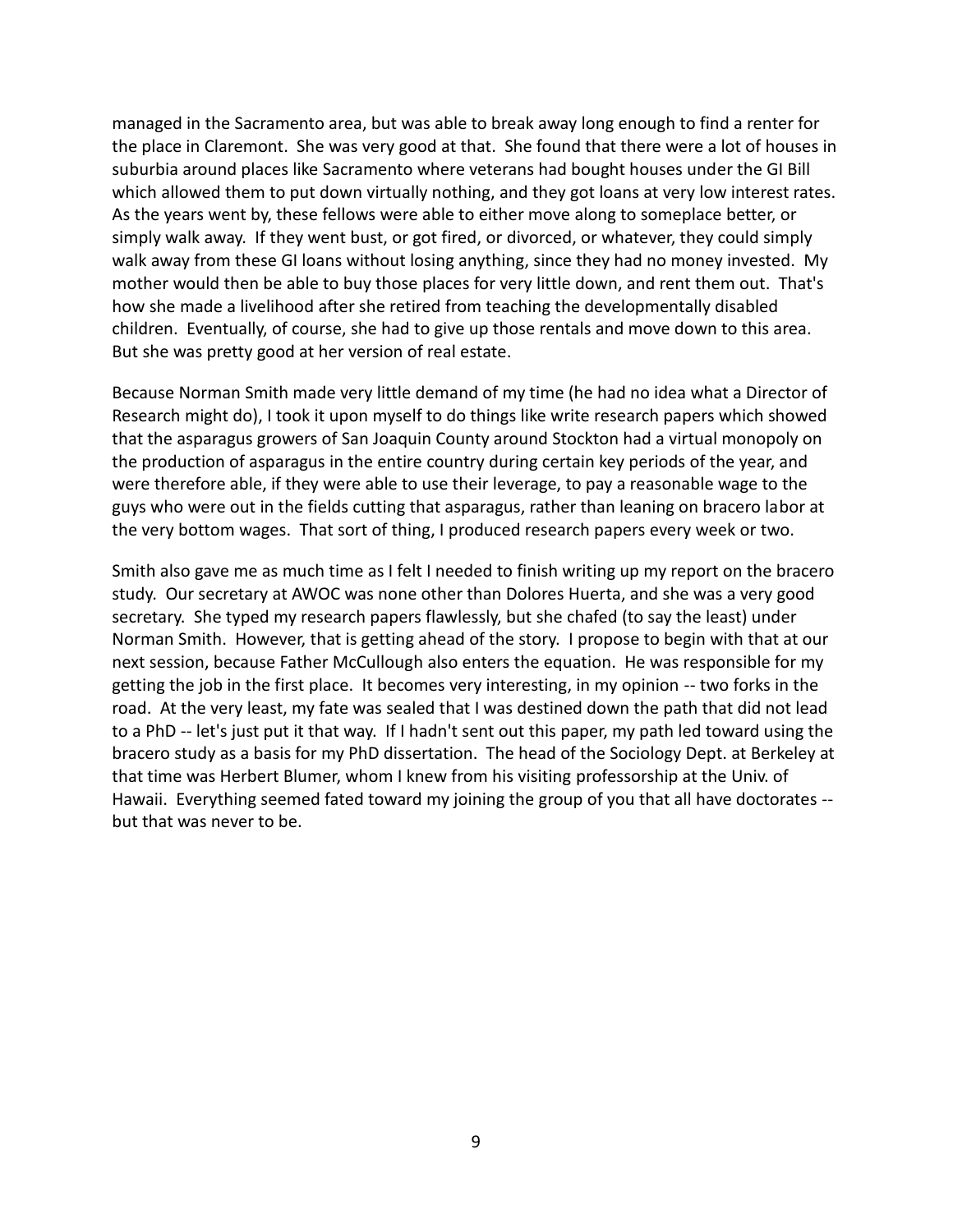managed in the Sacramento area, but was able to break away long enough to find a renter for the place in Claremont. She was very good at that. She found that there were a lot of houses in suburbia around places like Sacramento where veterans had bought houses under the GI Bill which allowed them to put down virtually nothing, and they got loans at very low interest rates. As the years went by, these fellows were able to either move along to someplace better, or simply walk away. If they went bust, or got fired, or divorced, or whatever, they could simply walk away from these GI loans without losing anything, since they had no money invested. My mother would then be able to buy those places for very little down, and rent them out. That's how she made a livelihood after she retired from teaching the developmentally disabled children. Eventually, of course, she had to give up those rentals and move down to this area. But she was pretty good at her version of real estate.

Because Norman Smith made very little demand of my time (he had no idea what a Director of Research might do), I took it upon myself to do things like write research papers which showed that the asparagus growers of San Joaquin County around Stockton had a virtual monopoly on the production of asparagus in the entire country during certain key periods of the year, and were therefore able, if they were able to use their leverage, to pay a reasonable wage to the guys who were out in the fields cutting that asparagus, rather than leaning on bracero labor at the very bottom wages. That sort of thing, I produced research papers every week or two.

Smith also gave me as much time as I felt I needed to finish writing up my report on the bracero study. Our secretary at AWOC was none other than Dolores Huerta, and she was a very good secretary. She typed my research papers flawlessly, but she chafed (to say the least) under Norman Smith. However, that is getting ahead of the story. I propose to begin with that at our next session, because Father McCullough also enters the equation. He was responsible for my getting the job in the first place. It becomes very interesting, in my opinion -- two forks in the road. At the very least, my fate was sealed that I was destined down the path that did not lead to a PhD -- let's just put it that way. If I hadn't sent out this paper, my path led toward using the bracero study as a basis for my PhD dissertation. The head of the Sociology Dept. at Berkeley at that time was Herbert Blumer, whom I knew from his visiting professorship at the Univ. of Hawaii. Everything seemed fated toward my joining the group of you that all have doctorates -- but that was never to be.